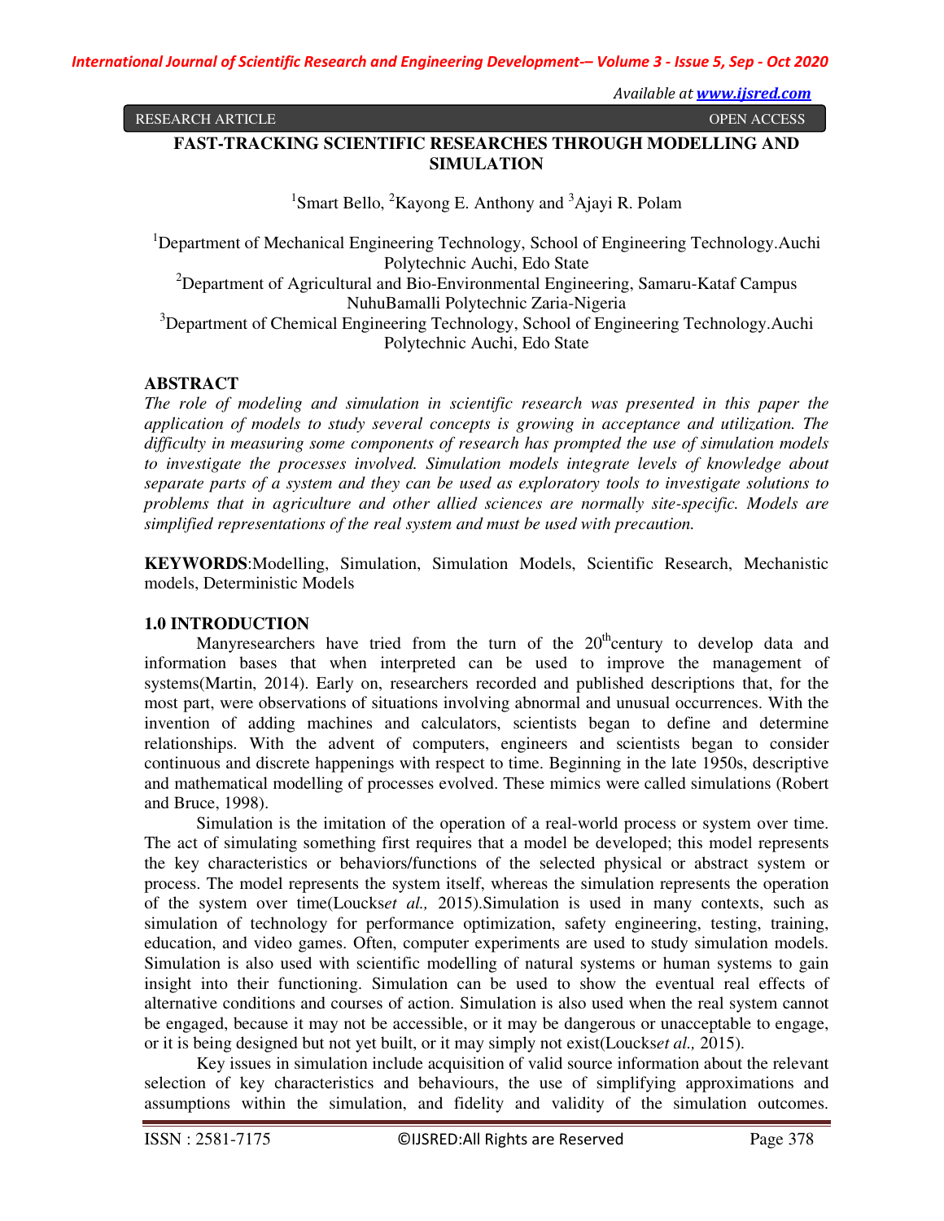RESEARCH ARTICLE OPEN ACCESS

# FAST-TRACKING SCIENTIFIC RESEARCHES THROUGH MODELLING AND SIMULATION

[1]Smart Bello, [2]Kayong E. Anthony and [3]Ajayi R. Polam

[1]Department of Mechanical Engineering Technology, School of Engineering Technology.Auchi Polytechnic Auchi, Edo State

[2]Department of Agricultural and Bio-Environmental Engineering, Samaru-Kataf Campus NuhuBamalli Polytechnic Zaria-Nigeria

[3]Department of Chemical Engineering Technology, School of Engineering Technology.Auchi Polytechnic Auchi, Edo State

## ABSTRACT

*The role of modeling and simulation in scientific research was presented in this paper the application of models to study several concepts is growing in acceptance and utilization. The difficulty in measuring some components of research has prompted the use of simulation models to investigate the processes involved. Simulation models integrate levels of knowledge about separate parts of a system and they can be used as exploratory tools to investigate solutions to problems that in agriculture and other allied sciences are normally site-specific. Models are simplified representations of the real system and must be used with precaution.*

**KEYWORDS**:Modelling, Simulation, Simulation Models, Scientific Research, Mechanistic models, Deterministic Models

## 1.0 INTRODUCTION

Manyresearchers have tried from the turn of the 20$^{th}$century to develop data and information bases that when interpreted can be used to improve the management of systems(Martin, 2014). Early on, researchers recorded and published descriptions that, for the most part, were observations of situations involving abnormal and unusual occurrences. With the invention of adding machines and calculators, scientists began to define and determine relationships. With the advent of computers, engineers and scientists began to consider continuous and discrete happenings with respect to time. Beginning in the late 1950s, descriptive and mathematical modelling of processes evolved. These mimics were called simulations (Robert and Bruce, 1998).

Simulation is the imitation of the operation of a real-world process or system over time. The act of simulating something first requires that a model be developed; this model represents the key characteristics or behaviors/functions of the selected physical or abstract system or process. The model represents the system itself, whereas the simulation represents the operation of the system over time(Loucks*et al.,* 2015).Simulation is used in many contexts, such as simulation of technology for performance optimization, safety engineering, testing, training, education, and video games. Often, computer experiments are used to study simulation models. Simulation is also used with scientific modelling of natural systems or human systems to gain insight into their functioning. Simulation can be used to show the eventual real effects of alternative conditions and courses of action. Simulation is also used when the real system cannot be engaged, because it may not be accessible, or it may be dangerous or unacceptable to engage, or it is being designed but not yet built, or it may simply not exist(Loucks*et al.,* 2015).

Key issues in simulation include acquisition of valid source information about the relevant selection of key characteristics and behaviours, the use of simplifying approximations and assumptions within the simulation, and fidelity and validity of the simulation outcomes.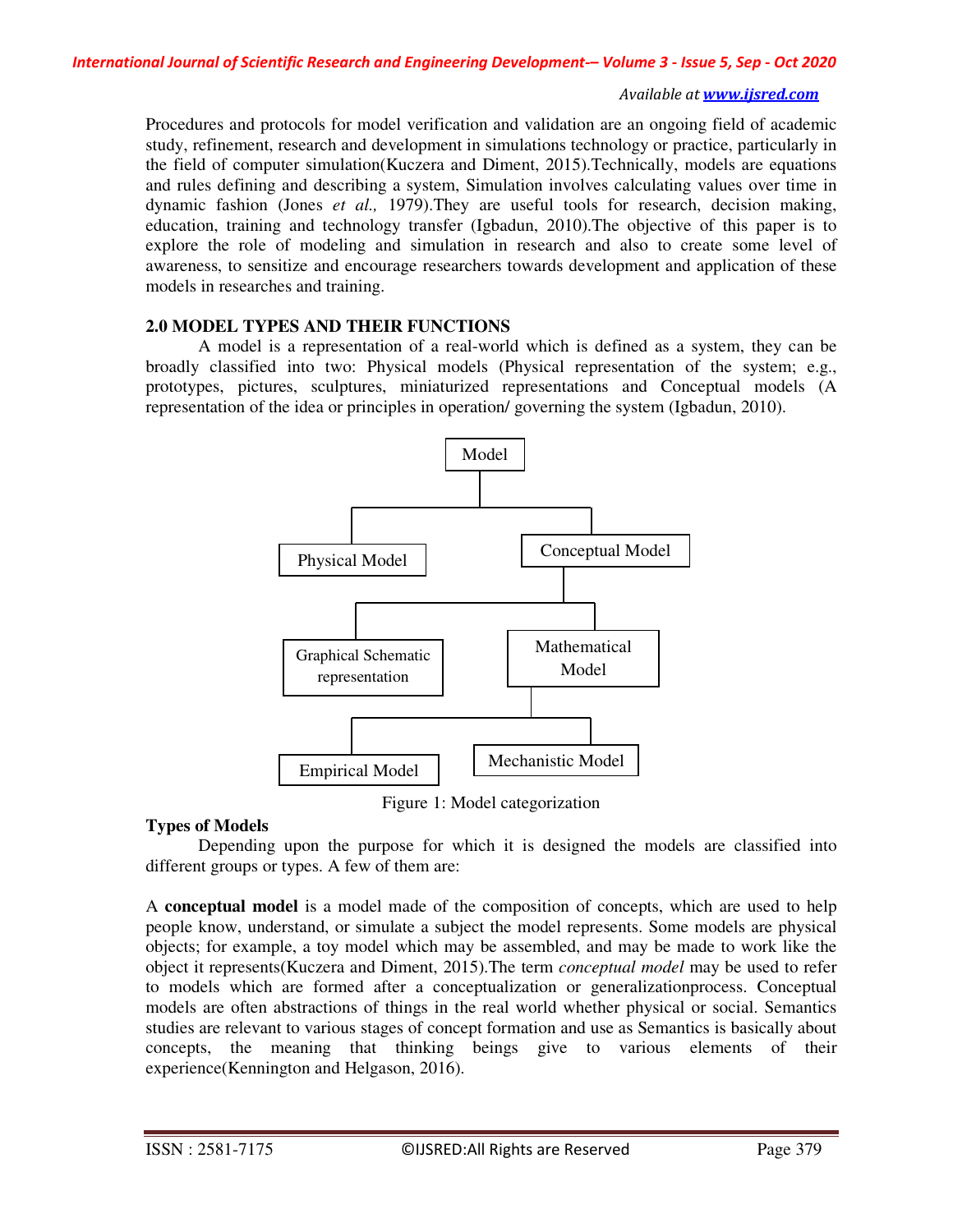Procedures and protocols for model verification and validation are an ongoing field of academic study, refinement, research and development in simulations technology or practice, particularly in the field of computer simulation(Kuczera and Diment, 2015).Technically, models are equations and rules defining and describing a system, Simulation involves calculating values over time in dynamic fashion (Jones *et al.,* 1979).They are useful tools for research, decision making, education, training and technology transfer (Igbadun, 2010).The objective of this paper is to explore the role of modeling and simulation in research and also to create some level of awareness, to sensitize and encourage researchers towards development and application of these models in researches and training.

## 2.0 MODEL TYPES AND THEIR FUNCTIONS

A model is a representation of a real-world which is defined as a system, they can be broadly classified into two: Physical models (Physical representation of the system; e.g., prototypes, pictures, sculptures, miniaturized representations and Conceptual models (A representation of the idea or principles in operation/ governing the system (Igbadun, 2010).

- Model
  - Physical Model
  - Conceptual Model
    - Graphical Schematic representation
    - Mathematical Model
      - Empirical Model
      - Mechanistic Model

Figure 1: Model categorization

### Types of Models

Depending upon the purpose for which it is designed the models are classified into different groups or types. A few of them are:

A **conceptual model** is a model made of the composition of concepts, which are used to help people know, understand, or simulate a subject the model represents. Some models are physical objects; for example, a toy model which may be assembled, and may be made to work like the object it represents(Kuczera and Diment, 2015).The term *conceptual model* may be used to refer to models which are formed after a conceptualization or generalizationprocess. Conceptual models are often abstractions of things in the real world whether physical or social. Semantics studies are relevant to various stages of concept formation and use as Semantics is basically about concepts, the meaning that thinking beings give to various elements of their experience(Kennington and Helgason, 2016).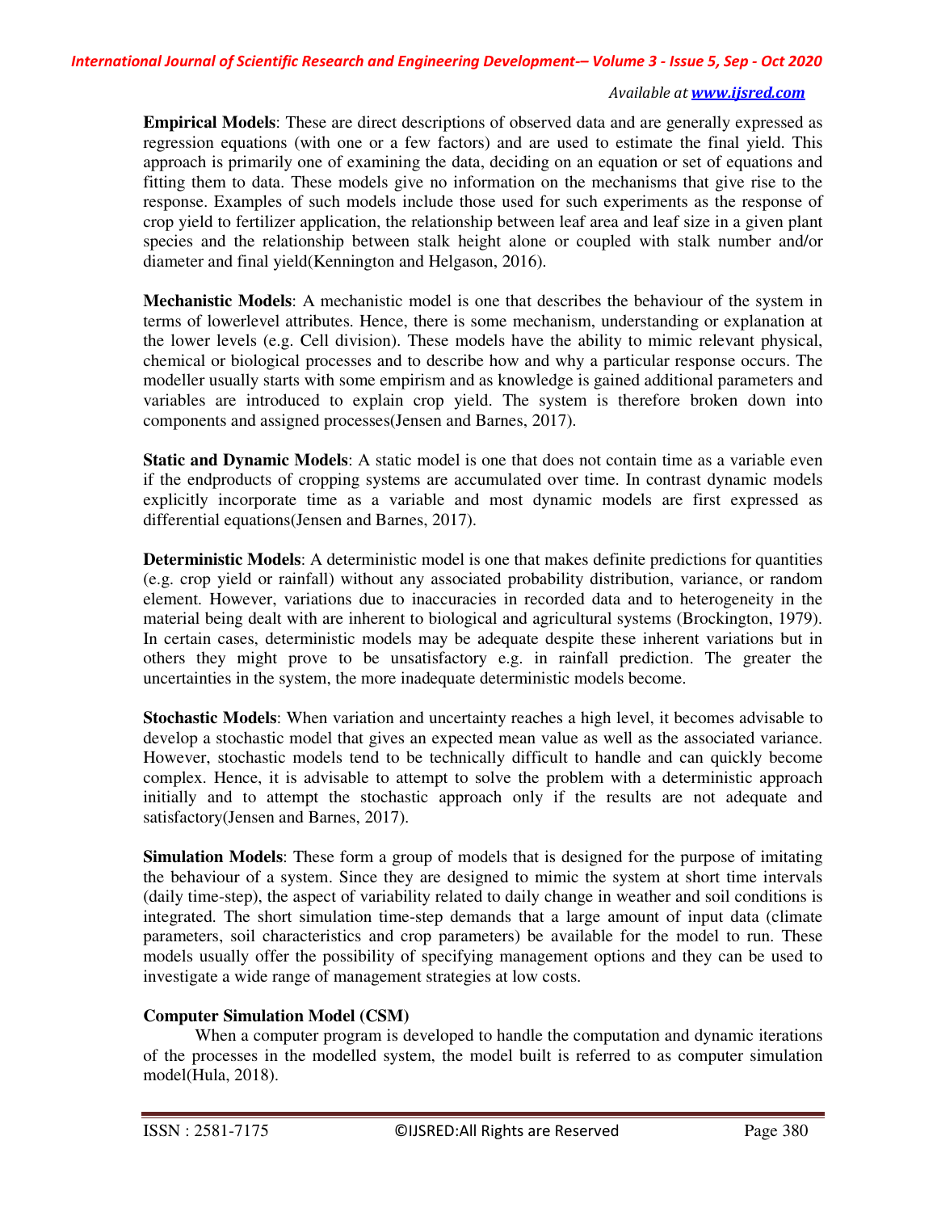**Empirical Models**: These are direct descriptions of observed data and are generally expressed as regression equations (with one or a few factors) and are used to estimate the final yield. This approach is primarily one of examining the data, deciding on an equation or set of equations and fitting them to data. These models give no information on the mechanisms that give rise to the response. Examples of such models include those used for such experiments as the response of crop yield to fertilizer application, the relationship between leaf area and leaf size in a given plant species and the relationship between stalk height alone or coupled with stalk number and/or diameter and final yield(Kennington and Helgason, 2016).

**Mechanistic Models**: A mechanistic model is one that describes the behaviour of the system in terms of lowerlevel attributes. Hence, there is some mechanism, understanding or explanation at the lower levels (e.g. Cell division). These models have the ability to mimic relevant physical, chemical or biological processes and to describe how and why a particular response occurs. The modeller usually starts with some empirism and as knowledge is gained additional parameters and variables are introduced to explain crop yield. The system is therefore broken down into components and assigned processes(Jensen and Barnes, 2017).

**Static and Dynamic Models**: A static model is one that does not contain time as a variable even if the endproducts of cropping systems are accumulated over time. In contrast dynamic models explicitly incorporate time as a variable and most dynamic models are first expressed as differential equations(Jensen and Barnes, 2017).

**Deterministic Models**: A deterministic model is one that makes definite predictions for quantities (e.g. crop yield or rainfall) without any associated probability distribution, variance, or random element. However, variations due to inaccuracies in recorded data and to heterogeneity in the material being dealt with are inherent to biological and agricultural systems (Brockington, 1979). In certain cases, deterministic models may be adequate despite these inherent variations but in others they might prove to be unsatisfactory e.g. in rainfall prediction. The greater the uncertainties in the system, the more inadequate deterministic models become.

**Stochastic Models**: When variation and uncertainty reaches a high level, it becomes advisable to develop a stochastic model that gives an expected mean value as well as the associated variance. However, stochastic models tend to be technically difficult to handle and can quickly become complex. Hence, it is advisable to attempt to solve the problem with a deterministic approach initially and to attempt the stochastic approach only if the results are not adequate and satisfactory(Jensen and Barnes, 2017).

**Simulation Models**: These form a group of models that is designed for the purpose of imitating the behaviour of a system. Since they are designed to mimic the system at short time intervals (daily time-step), the aspect of variability related to daily change in weather and soil conditions is integrated. The short simulation time-step demands that a large amount of input data (climate parameters, soil characteristics and crop parameters) be available for the model to run. These models usually offer the possibility of specifying management options and they can be used to investigate a wide range of management strategies at low costs.

**Computer Simulation Model (CSM)**

When a computer program is developed to handle the computation and dynamic iterations of the processes in the modelled system, the model built is referred to as computer simulation model(Hula, 2018).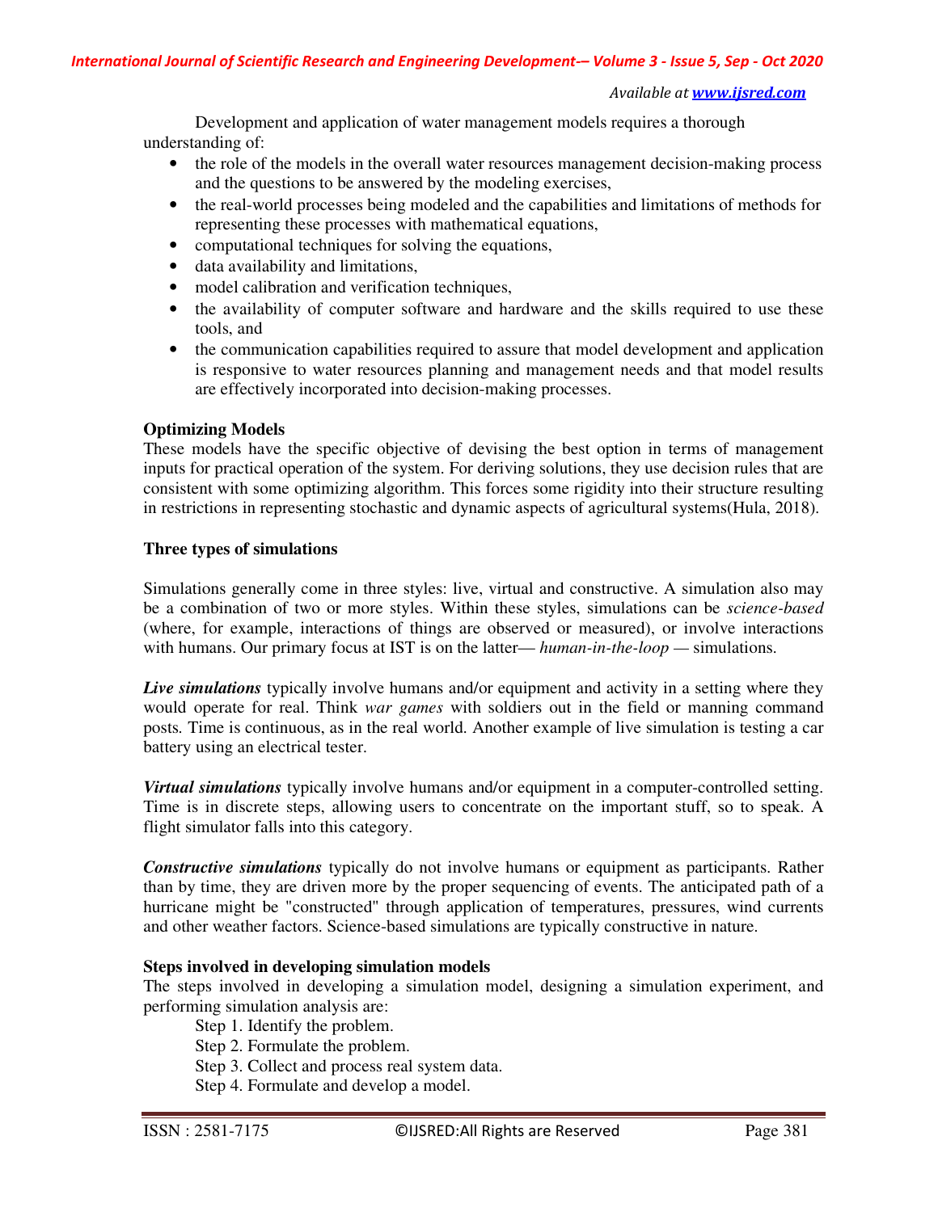Development and application of water management models requires a thorough understanding of:

- the role of the models in the overall water resources management decision-making process and the questions to be answered by the modeling exercises,
- the real-world processes being modeled and the capabilities and limitations of methods for representing these processes with mathematical equations,
- computational techniques for solving the equations,
- data availability and limitations,
- model calibration and verification techniques,
- the availability of computer software and hardware and the skills required to use these tools, and
- the communication capabilities required to assure that model development and application is responsive to water resources planning and management needs and that model results are effectively incorporated into decision-making processes.

**Optimizing Models**

These models have the specific objective of devising the best option in terms of management inputs for practical operation of the system. For deriving solutions, they use decision rules that are consistent with some optimizing algorithm. This forces some rigidity into their structure resulting in restrictions in representing stochastic and dynamic aspects of agricultural systems(Hula, 2018).

**Three types of simulations**

Simulations generally come in three styles: live, virtual and constructive. A simulation also may be a combination of two or more styles. Within these styles, simulations can be *science-based* (where, for example, interactions of things are observed or measured), or involve interactions with humans. Our primary focus at IST is on the latter— *human-in-the-loop* — simulations.

***Live simulations*** typically involve humans and/or equipment and activity in a setting where they would operate for real. Think *war games* with soldiers out in the field or manning command posts. Time is continuous, as in the real world. Another example of live simulation is testing a car battery using an electrical tester.

***Virtual simulations*** typically involve humans and/or equipment in a computer-controlled setting. Time is in discrete steps, allowing users to concentrate on the important stuff, so to speak. A flight simulator falls into this category.

***Constructive simulations*** typically do not involve humans or equipment as participants. Rather than by time, they are driven more by the proper sequencing of events. The anticipated path of a hurricane might be "constructed" through application of temperatures, pressures, wind currents and other weather factors. Science-based simulations are typically constructive in nature.

**Steps involved in developing simulation models**

The steps involved in developing a simulation model, designing a simulation experiment, and performing simulation analysis are:

Step 1. Identify the problem.
Step 2. Formulate the problem.
Step 3. Collect and process real system data.
Step 4. Formulate and develop a model.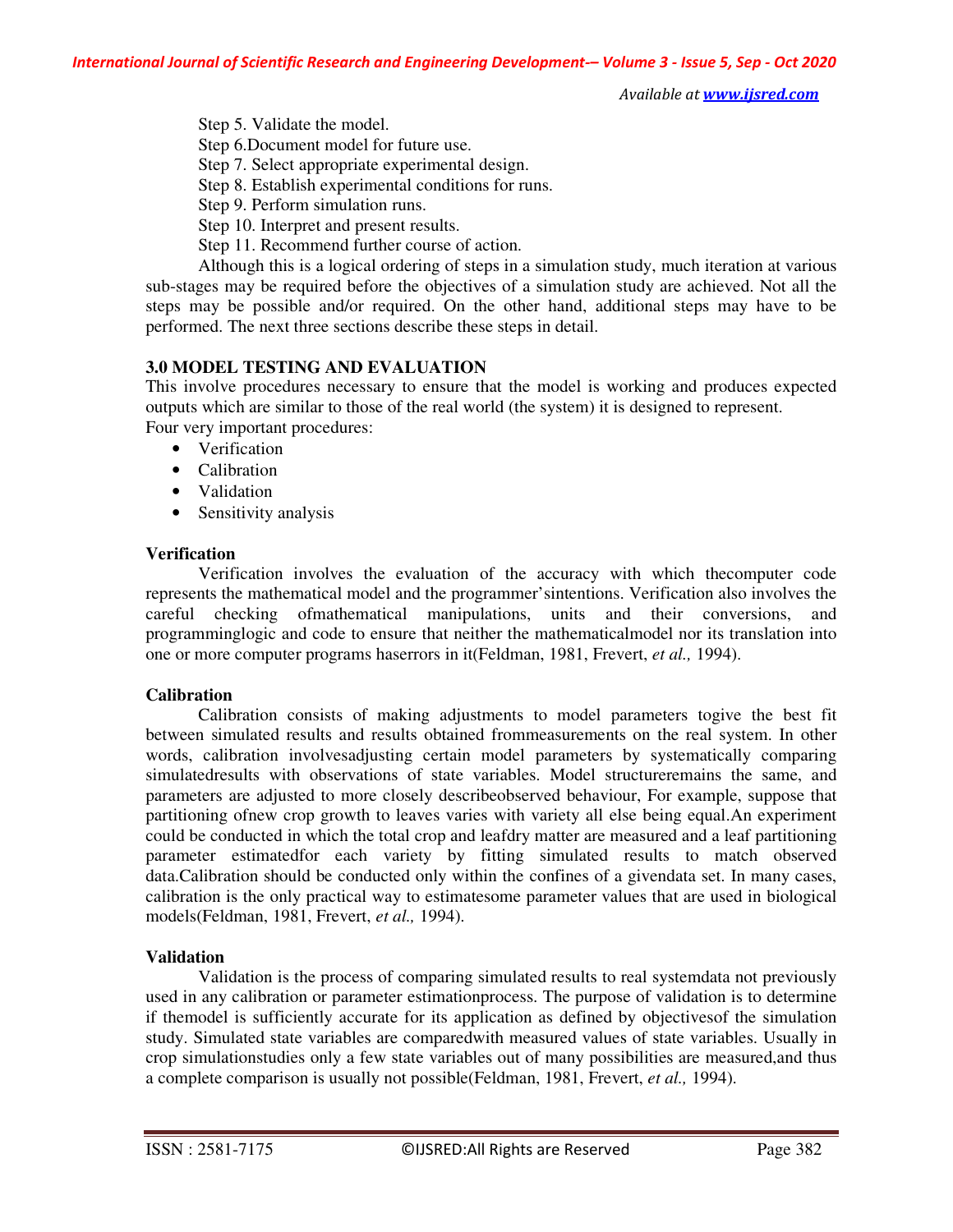Step 5. Validate the model.

Step 6.Document model for future use.

Step 7. Select appropriate experimental design.

Step 8. Establish experimental conditions for runs.

Step 9. Perform simulation runs.

Step 10. Interpret and present results.

Step 11. Recommend further course of action.

Although this is a logical ordering of steps in a simulation study, much iteration at various sub-stages may be required before the objectives of a simulation study are achieved. Not all the steps may be possible and/or required. On the other hand, additional steps may have to be performed. The next three sections describe these steps in detail.

## 3.0 MODEL TESTING AND EVALUATION

This involve procedures necessary to ensure that the model is working and produces expected outputs which are similar to those of the real world (the system) it is designed to represent.
Four very important procedures:

- Verification
- Calibration
- Validation
- Sensitivity analysis

### Verification

Verification involves the evaluation of the accuracy with which thecomputer code represents the mathematical model and the programmer'sintentions. Verification also involves the careful checking ofmathematical manipulations, units and their conversions, and programminglogic and code to ensure that neither the mathematicalmodel nor its translation into one or more computer programs haserrors in it(Feldman, 1981, Frevert, *et al.,* 1994).

### Calibration

Calibration consists of making adjustments to model parameters togive the best fit between simulated results and results obtained frommeasurements on the real system. In other words, calibration involvesadjusting certain model parameters by systematically comparing simulatedresults with observations of state variables. Model structureremains the same, and parameters are adjusted to more closely describeobserved behaviour, For example, suppose that partitioning ofnew crop growth to leaves varies with variety all else being equal.An experiment could be conducted in which the total crop and leafdry matter are measured and a leaf partitioning parameter estimatedfor each variety by fitting simulated results to match observed data.Calibration should be conducted only within the confines of a givendata set. In many cases, calibration is the only practical way to estimatesome parameter values that are used in biological models(Feldman, 1981, Frevert, *et al.,* 1994).

### Validation

Validation is the process of comparing simulated results to real systemdata not previously used in any calibration or parameter estimationprocess. The purpose of validation is to determine if themodel is sufficiently accurate for its application as defined by objectivesof the simulation study. Simulated state variables are comparedwith measured values of state variables. Usually in crop simulationstudies only a few state variables out of many possibilities are measured,and thus a complete comparison is usually not possible(Feldman, 1981, Frevert, *et al.,* 1994).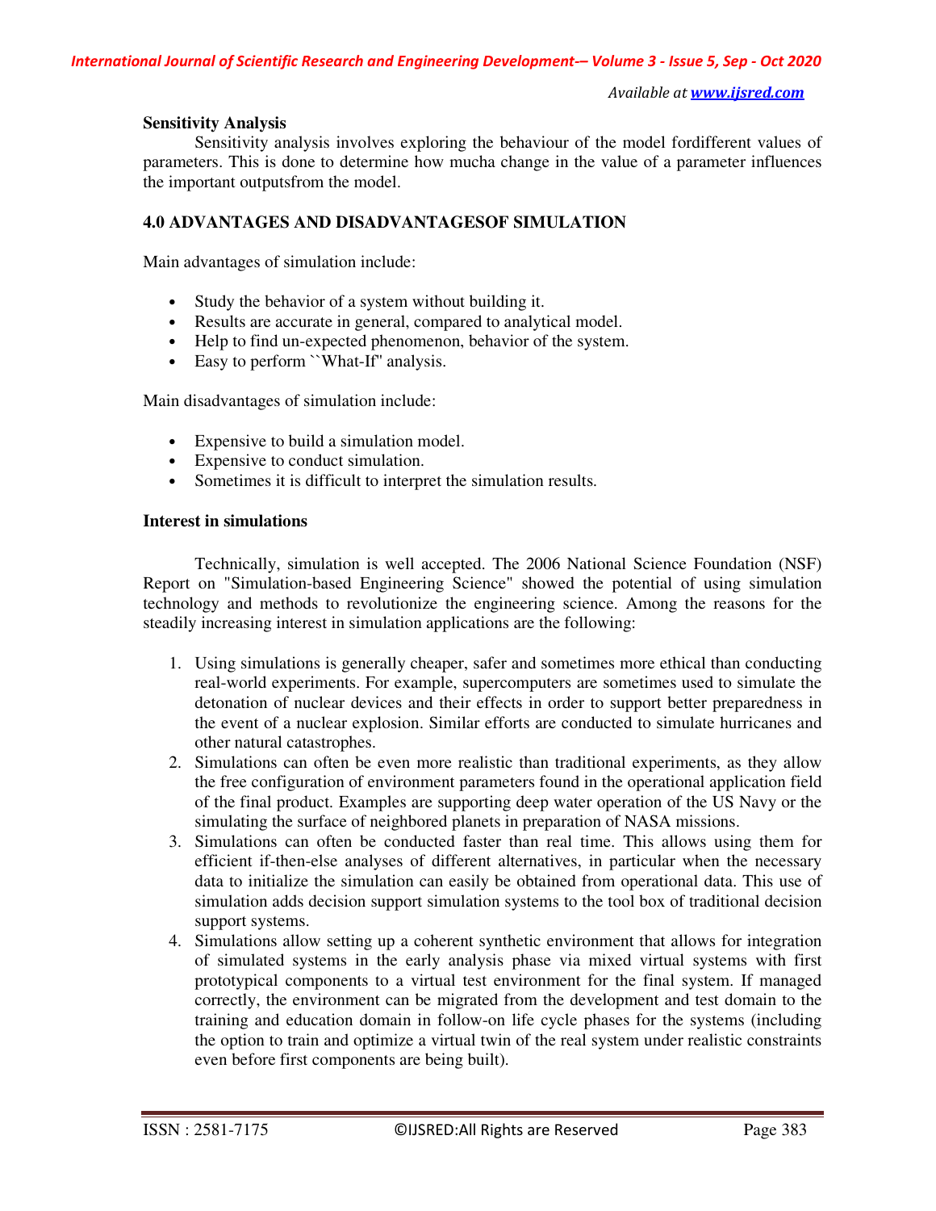**Sensitivity Analysis**

Sensitivity analysis involves exploring the behaviour of the model fordifferent values of parameters. This is done to determine how mucha change in the value of a parameter influences the important outputsfrom the model.

**4.0 ADVANTAGES AND DISADVANTAGESOF SIMULATION**

Main advantages of simulation include:

- Study the behavior of a system without building it.
- Results are accurate in general, compared to analytical model.
- Help to find un-expected phenomenon, behavior of the system.
- Easy to perform ``What-If'' analysis.

Main disadvantages of simulation include:

- Expensive to build a simulation model.
- Expensive to conduct simulation.
- Sometimes it is difficult to interpret the simulation results.

**Interest in simulations**

Technically, simulation is well accepted. The 2006 National Science Foundation (NSF) Report on "Simulation-based Engineering Science" showed the potential of using simulation technology and methods to revolutionize the engineering science. Among the reasons for the steadily increasing interest in simulation applications are the following:

1. Using simulations is generally cheaper, safer and sometimes more ethical than conducting real-world experiments. For example, supercomputers are sometimes used to simulate the detonation of nuclear devices and their effects in order to support better preparedness in the event of a nuclear explosion. Similar efforts are conducted to simulate hurricanes and other natural catastrophes.
2. Simulations can often be even more realistic than traditional experiments, as they allow the free configuration of environment parameters found in the operational application field of the final product. Examples are supporting deep water operation of the US Navy or the simulating the surface of neighbored planets in preparation of NASA missions.
3. Simulations can often be conducted faster than real time. This allows using them for efficient if-then-else analyses of different alternatives, in particular when the necessary data to initialize the simulation can easily be obtained from operational data. This use of simulation adds decision support simulation systems to the tool box of traditional decision support systems.
4. Simulations allow setting up a coherent synthetic environment that allows for integration of simulated systems in the early analysis phase via mixed virtual systems with first prototypical components to a virtual test environment for the final system. If managed correctly, the environment can be migrated from the development and test domain to the training and education domain in follow-on life cycle phases for the systems (including the option to train and optimize a virtual twin of the real system under realistic constraints even before first components are being built).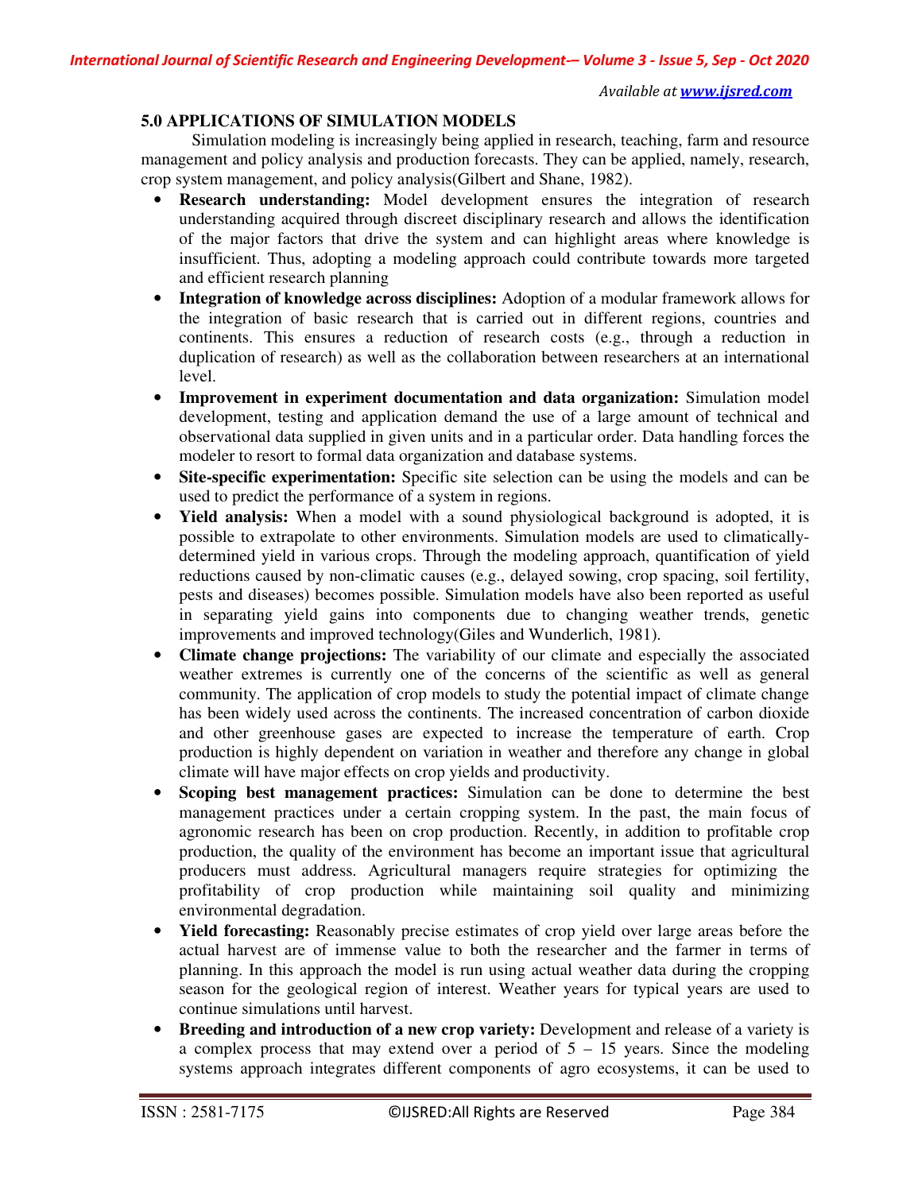## 5.0 APPLICATIONS OF SIMULATION MODELS

Simulation modeling is increasingly being applied in research, teaching, farm and resource management and policy analysis and production forecasts. They can be applied, namely, research, crop system management, and policy analysis(Gilbert and Shane, 1982).

- **Research understanding:** Model development ensures the integration of research understanding acquired through discreet disciplinary research and allows the identification of the major factors that drive the system and can highlight areas where knowledge is insufficient. Thus, adopting a modeling approach could contribute towards more targeted and efficient research planning
- **Integration of knowledge across disciplines:** Adoption of a modular framework allows for the integration of basic research that is carried out in different regions, countries and continents. This ensures a reduction of research costs (e.g., through a reduction in duplication of research) as well as the collaboration between researchers at an international level.
- **Improvement in experiment documentation and data organization:** Simulation model development, testing and application demand the use of a large amount of technical and observational data supplied in given units and in a particular order. Data handling forces the modeler to resort to formal data organization and database systems.
- **Site-specific experimentation:** Specific site selection can be using the models and can be used to predict the performance of a system in regions.
- **Yield analysis:** When a model with a sound physiological background is adopted, it is possible to extrapolate to other environments. Simulation models are used to climatically-determined yield in various crops. Through the modeling approach, quantification of yield reductions caused by non-climatic causes (e.g., delayed sowing, crop spacing, soil fertility, pests and diseases) becomes possible. Simulation models have also been reported as useful in separating yield gains into components due to changing weather trends, genetic improvements and improved technology(Giles and Wunderlich, 1981).
- **Climate change projections:** The variability of our climate and especially the associated weather extremes is currently one of the concerns of the scientific as well as general community. The application of crop models to study the potential impact of climate change has been widely used across the continents. The increased concentration of carbon dioxide and other greenhouse gases are expected to increase the temperature of earth. Crop production is highly dependent on variation in weather and therefore any change in global climate will have major effects on crop yields and productivity.
- **Scoping best management practices:** Simulation can be done to determine the best management practices under a certain cropping system. In the past, the main focus of agronomic research has been on crop production. Recently, in addition to profitable crop production, the quality of the environment has become an important issue that agricultural producers must address. Agricultural managers require strategies for optimizing the profitability of crop production while maintaining soil quality and minimizing environmental degradation.
- **Yield forecasting:** Reasonably precise estimates of crop yield over large areas before the actual harvest are of immense value to both the researcher and the farmer in terms of planning. In this approach the model is run using actual weather data during the cropping season for the geological region of interest. Weather years for typical years are used to continue simulations until harvest.
- **Breeding and introduction of a new crop variety:** Development and release of a variety is a complex process that may extend over a period of 5 – 15 years. Since the modeling systems approach integrates different components of agro ecosystems, it can be used to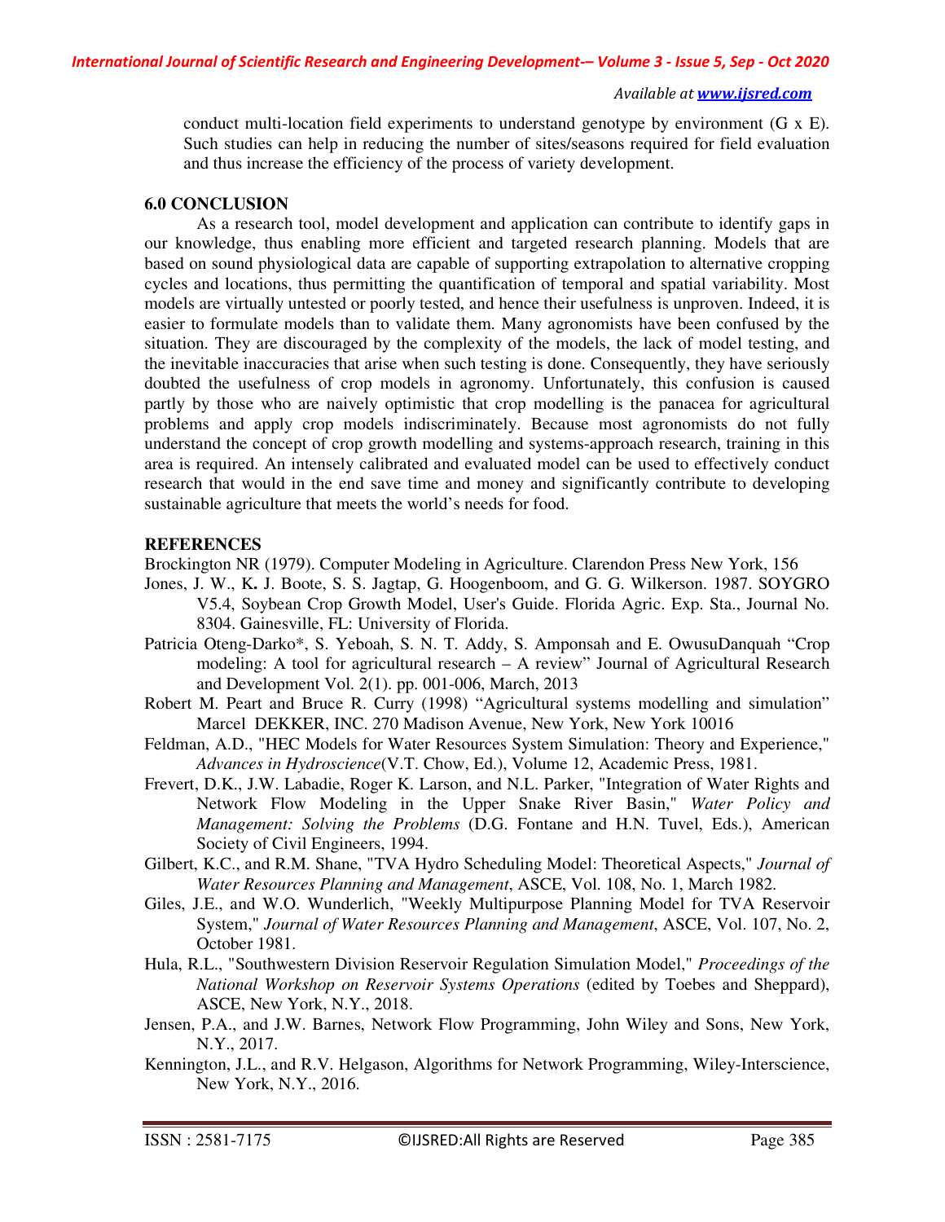conduct multi-location field experiments to understand genotype by environment (G x E). Such studies can help in reducing the number of sites/seasons required for field evaluation and thus increase the efficiency of the process of variety development.

## 6.0 CONCLUSION

As a research tool, model development and application can contribute to identify gaps in our knowledge, thus enabling more efficient and targeted research planning. Models that are based on sound physiological data are capable of supporting extrapolation to alternative cropping cycles and locations, thus permitting the quantification of temporal and spatial variability. Most models are virtually untested or poorly tested, and hence their usefulness is unproven. Indeed, it is easier to formulate models than to validate them. Many agronomists have been confused by the situation. They are discouraged by the complexity of the models, the lack of model testing, and the inevitable inaccuracies that arise when such testing is done. Consequently, they have seriously doubted the usefulness of crop models in agronomy. Unfortunately, this confusion is caused partly by those who are naively optimistic that crop modelling is the panacea for agricultural problems and apply crop models indiscriminately. Because most agronomists do not fully understand the concept of crop growth modelling and systems-approach research, training in this area is required. An intensely calibrated and evaluated model can be used to effectively conduct research that would in the end save time and money and significantly contribute to developing sustainable agriculture that meets the world's needs for food.

## REFERENCES

Brockington NR (1979). Computer Modeling in Agriculture. Clarendon Press New York, 156

Jones, J. W., K**.** J. Boote, S. S. Jagtap, G. Hoogenboom, and G. G. Wilkerson. 1987. SOYGRO V5.4, Soybean Crop Growth Model, User's Guide. Florida Agric. Exp. Sta., Journal No. 8304. Gainesville, FL: University of Florida.

Patricia Oteng-Darko*, S. Yeboah, S. N. T. Addy, S. Amponsah and E. OwusuDanquah "Crop modeling: A tool for agricultural research – A review" Journal of Agricultural Research and Development Vol. 2(1). pp. 001-006, March, 2013

Robert M. Peart and Bruce R. Curry (1998) "Agricultural systems modelling and simulation" Marcel DEKKER, INC. 270 Madison Avenue, New York, New York 10016

Feldman, A.D., "HEC Models for Water Resources System Simulation: Theory and Experience," *Advances in Hydroscience*(V.T. Chow, Ed.), Volume 12, Academic Press, 1981.

Frevert, D.K., J.W. Labadie, Roger K. Larson, and N.L. Parker, "Integration of Water Rights and Network Flow Modeling in the Upper Snake River Basin," *Water Policy and Management: Solving the Problems* (D.G. Fontane and H.N. Tuvel, Eds.), American Society of Civil Engineers, 1994.

Gilbert, K.C., and R.M. Shane, "TVA Hydro Scheduling Model: Theoretical Aspects," *Journal of Water Resources Planning and Management*, ASCE, Vol. 108, No. 1, March 1982.

Giles, J.E., and W.O. Wunderlich, "Weekly Multipurpose Planning Model for TVA Reservoir System," *Journal of Water Resources Planning and Management*, ASCE, Vol. 107, No. 2, October 1981.

Hula, R.L., "Southwestern Division Reservoir Regulation Simulation Model," *Proceedings of the National Workshop on Reservoir Systems Operations* (edited by Toebes and Sheppard), ASCE, New York, N.Y., 2018.

Jensen, P.A., and J.W. Barnes, Network Flow Programming, John Wiley and Sons, New York, N.Y., 2017.

Kennington, J.L., and R.V. Helgason, Algorithms for Network Programming, Wiley-Interscience, New York, N.Y., 2016.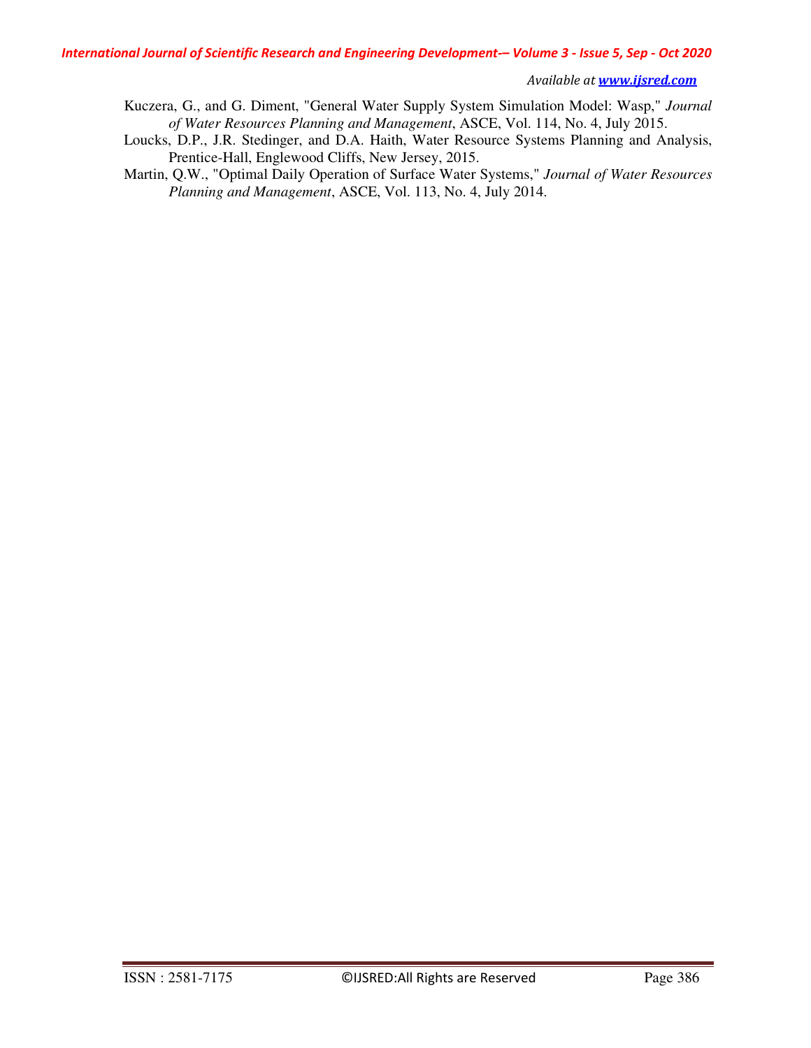Kuczera, G., and G. Diment, "General Water Supply System Simulation Model: Wasp," *Journal of Water Resources Planning and Management*, ASCE, Vol. 114, No. 4, July 2015.

Loucks, D.P., J.R. Stedinger, and D.A. Haith, Water Resource Systems Planning and Analysis, Prentice-Hall, Englewood Cliffs, New Jersey, 2015.

Martin, Q.W., "Optimal Daily Operation of Surface Water Systems," *Journal of Water Resources Planning and Management*, ASCE, Vol. 113, No. 4, July 2014.